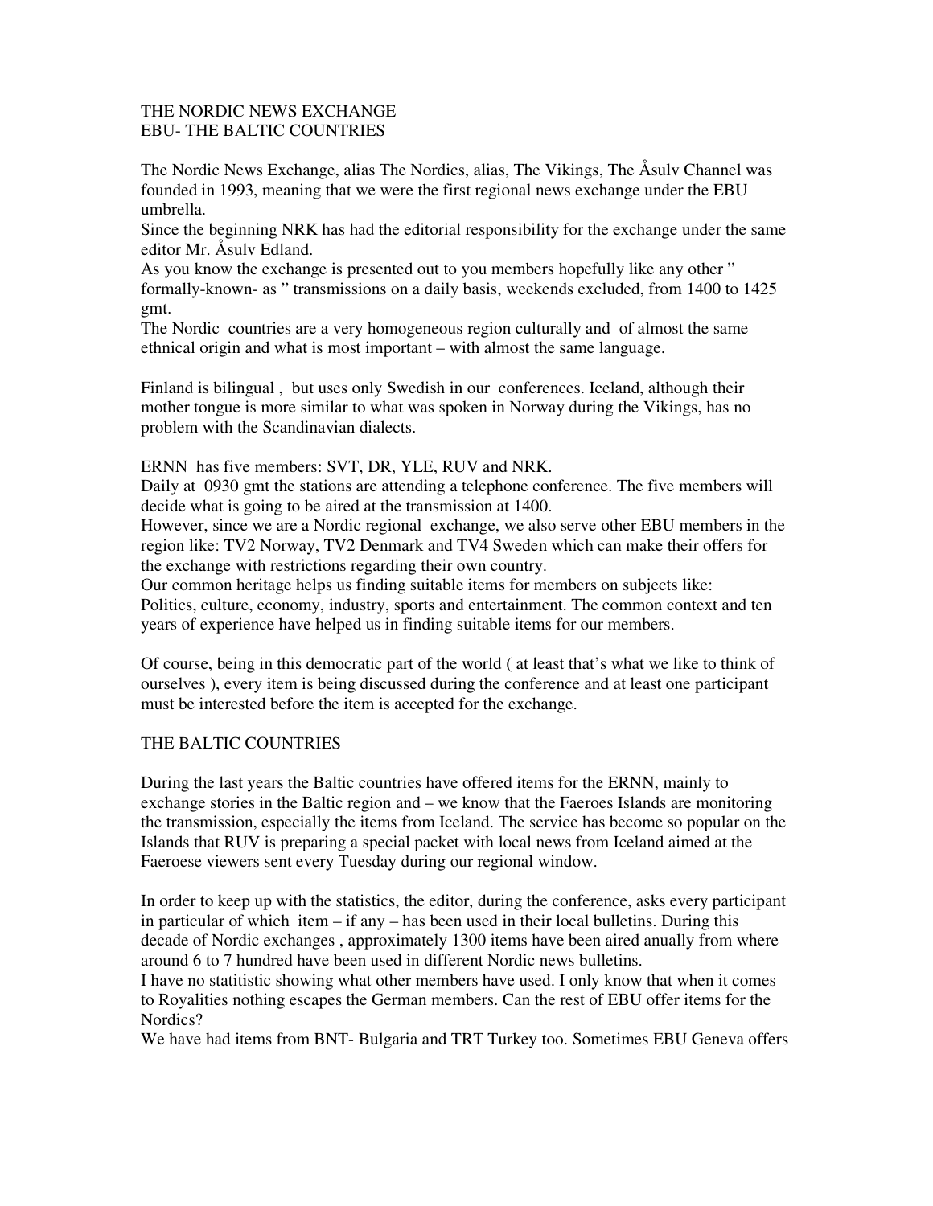THE NORDIC NEWS EXCHANGE
EBU- THE BALTIC COUNTRIES

The Nordic News Exchange, alias The Nordics, alias, The Vikings, The Åsulv Channel was founded in 1993, meaning that we were the first regional news exchange under the EBU umbrella.
Since the beginning NRK has had the editorial responsibility for the exchange under the same editor Mr. Åsulv Edland.
As you know the exchange is presented out to you members hopefully like any other " formally-known- as " transmissions on a daily basis, weekends excluded, from 1400 to 1425 gmt.
The Nordic countries are a very homogeneous region culturally and of almost the same ethnical origin and what is most important – with almost the same language.

Finland is bilingual , but uses only Swedish in our conferences. Iceland, although their mother tongue is more similar to what was spoken in Norway during the Vikings, has no problem with the Scandinavian dialects.

ERNN has five members: SVT, DR, YLE, RUV and NRK.
Daily at 0930 gmt the stations are attending a telephone conference. The five members will decide what is going to be aired at the transmission at 1400.
However, since we are a Nordic regional exchange, we also serve other EBU members in the region like: TV2 Norway, TV2 Denmark and TV4 Sweden which can make their offers for the exchange with restrictions regarding their own country.
Our common heritage helps us finding suitable items for members on subjects like: Politics, culture, economy, industry, sports and entertainment. The common context and ten years of experience have helped us in finding suitable items for our members.

Of course, being in this democratic part of the world ( at least that's what we like to think of ourselves ), every item is being discussed during the conference and at least one participant must be interested before the item is accepted for the exchange.

THE BALTIC COUNTRIES

During the last years the Baltic countries have offered items for the ERNN, mainly to exchange stories in the Baltic region and – we know that the Faeroes Islands are monitoring the transmission, especially the items from Iceland. The service has become so popular on the Islands that RUV is preparing a special packet with local news from Iceland aimed at the Faeroese viewers sent every Tuesday during our regional window.

In order to keep up with the statistics, the editor, during the conference, asks every participant in particular of which item – if any – has been used in their local bulletins. During this decade of Nordic exchanges , approximately 1300 items have been aired anually from where around 6 to 7 hundred have been used in different Nordic news bulletins.
I have no statitistic showing what other members have used. I only know that when it comes to Royalities nothing escapes the German members. Can the rest of EBU offer items for the Nordics?
We have had items from BNT- Bulgaria and TRT Turkey too. Sometimes EBU Geneva offers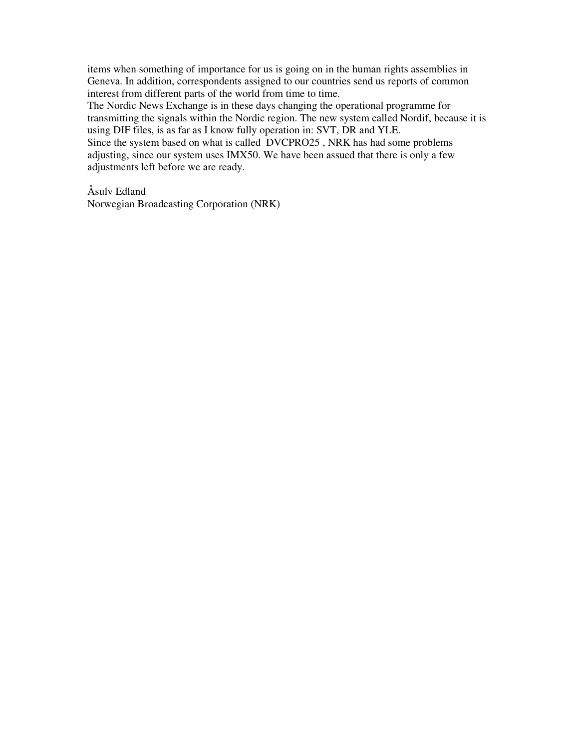items when something of importance for us is going on in the human rights assemblies in Geneva. In addition, correspondents assigned to our countries send us reports of common interest from different parts of the world from time to time.

The Nordic News Exchange is in these days changing the operational programme for transmitting the signals within the Nordic region. The new system called Nordif, because it is using DIF files, is as far as I know fully operation in: SVT, DR and YLE.

Since the system based on what is called DVCPRO25 , NRK has had some problems adjusting, since our system uses IMX50. We have been assued that there is only a few adjustments left before we are ready.

Åsulv Edland
Norwegian Broadcasting Corporation (NRK)